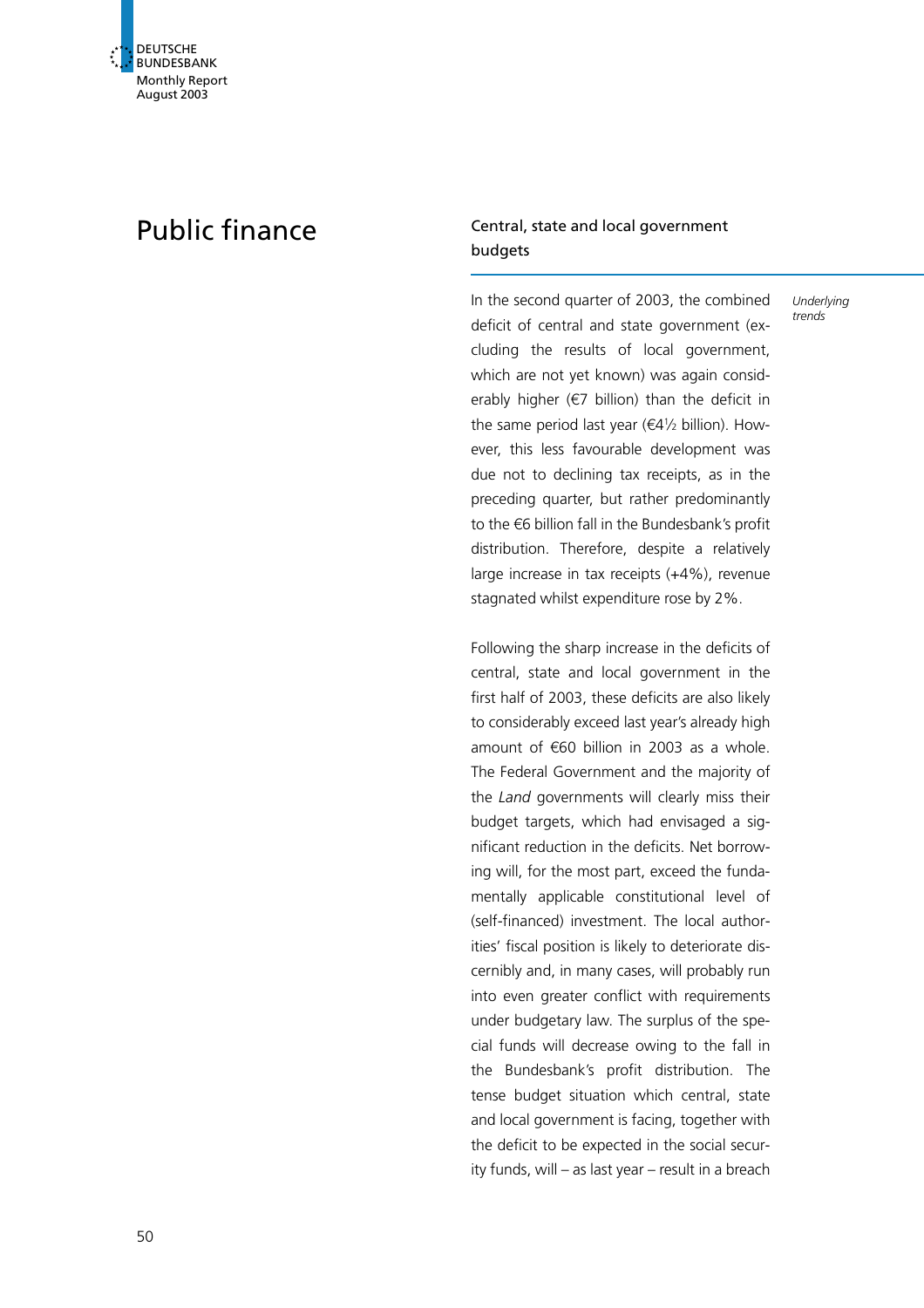# Public finance

## Central, state and local government budgets

*Underlying trends*

In the second quarter of 2003, the combined deficit of central and state government (excluding the results of local government, which are not yet known) was again considerably higher (€7 billion) than the deficit in the same period last year (€4½ billion). However, this less favourable development was due not to declining tax receipts, as in the preceding quarter, but rather predominantly to the €6 billion fall in the Bundesbank's profit distribution. Therefore, despite a relatively large increase in tax receipts (+4%), revenue stagnated whilst expenditure rose by 2%.

Following the sharp increase in the deficits of central, state and local government in the first half of 2003, these deficits are also likely to considerably exceed last year's already high amount of €60 billion in 2003 as a whole. The Federal Government and the majority of the *Land* governments will clearly miss their budget targets, which had envisaged a significant reduction in the deficits. Net borrowing will, for the most part, exceed the fundamentally applicable constitutional level of (self-financed) investment. The local authorities' fiscal position is likely to deteriorate discernibly and, in many cases, will probably run into even greater conflict with requirements under budgetary law. The surplus of the special funds will decrease owing to the fall in the Bundesbank's profit distribution. The tense budget situation which central, state and local government is facing, together with the deficit to be expected in the social security funds, will – as last year – result in a breach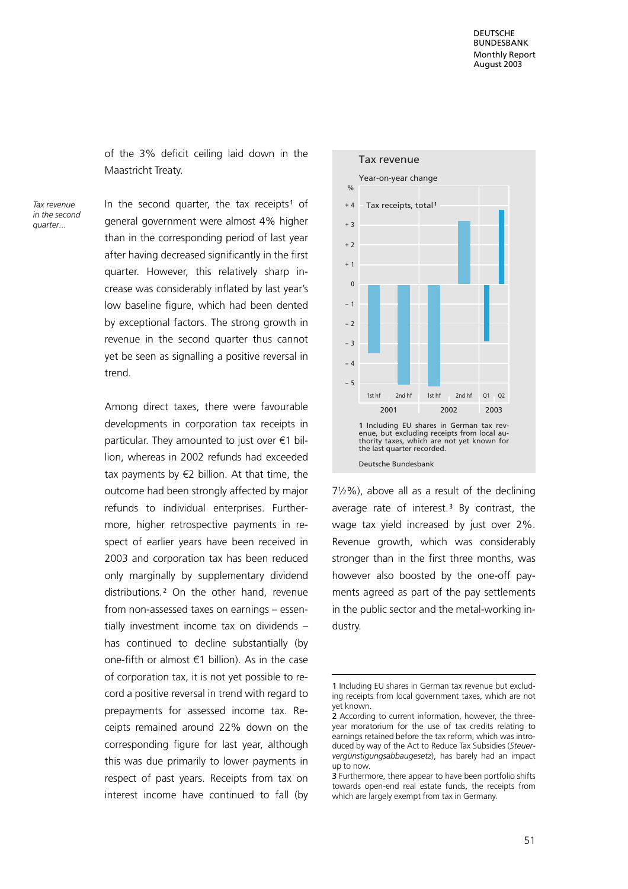of the 3% deficit ceiling laid down in the Maastricht Treaty.

*Tax revenue in the second quarter...*

In the second quarter, the tax receipts[1] of general government were almost 4% higher than in the corresponding period of last year after having decreased significantly in the first quarter. However, this relatively sharp increase was considerably inflated by last year's low baseline figure, which had been dented by exceptional factors. The strong growth in revenue in the second quarter thus cannot yet be seen as signalling a positive reversal in trend.

Among direct taxes, there were favourable developments in corporation tax receipts in particular. They amounted to just over €1 billion, whereas in 2002 refunds had exceeded tax payments by €2 billion. At that time, the outcome had been strongly affected by major refunds to individual enterprises. Furthermore, higher retrospective payments in respect of earlier years have been received in 2003 and corporation tax has been reduced only marginally by supplementary dividend distributions.[2] On the other hand, revenue from non-assessed taxes on earnings – essentially investment income tax on dividends – has continued to decline substantially (by one-fifth or almost €1 billion). As in the case of corporation tax, it is not yet possible to record a positive reversal in trend with regard to prepayments for assessed income tax. Receipts remained around 22% down on the corresponding figure for last year, although this was due primarily to lower payments in respect of past years. Receipts from tax on interest income have continued to fall (by 7½%), above all as a result of the declining average rate of interest.[3] By contrast, the wage tax yield increased by just over 2%. Revenue growth, which was considerably stronger than in the first three months, was however also boosted by the one-off payments agreed as part of the pay settlements in the public sector and the metal-working industry.

**Tax revenue**

Year-on-year change

Tax receipts, total[1]

| | % |
|---|---|
| 2001 1st hf | approx. −3.4 |
| 2001 2nd hf | approx. −5.0 |
| 2002 1st hf | approx. −5.1 |
| 2002 2nd hf | approx. +3.2 |
| 2003 Q1 | approx. −2.8 |
| 2003 Q2 | approx. +3.8 |

1 Including EU shares in German tax revenue, but excluding receipts from local authority taxes, which are not yet known for the last quarter recorded.

Deutsche Bundesbank

---

1 Including EU shares in German tax revenue but excluding receipts from local government taxes, which are not yet known.

2 According to current information, however, the three-year moratorium for the use of tax credits relating to earnings retained before the tax reform, which was introduced by way of the Act to Reduce Tax Subsidies (*Steuervergünstigungsabbaugesetz*), has barely had an impact up to now.

3 Furthermore, there appear to have been portfolio shifts towards open-end real estate funds, the receipts from which are largely exempt from tax in Germany.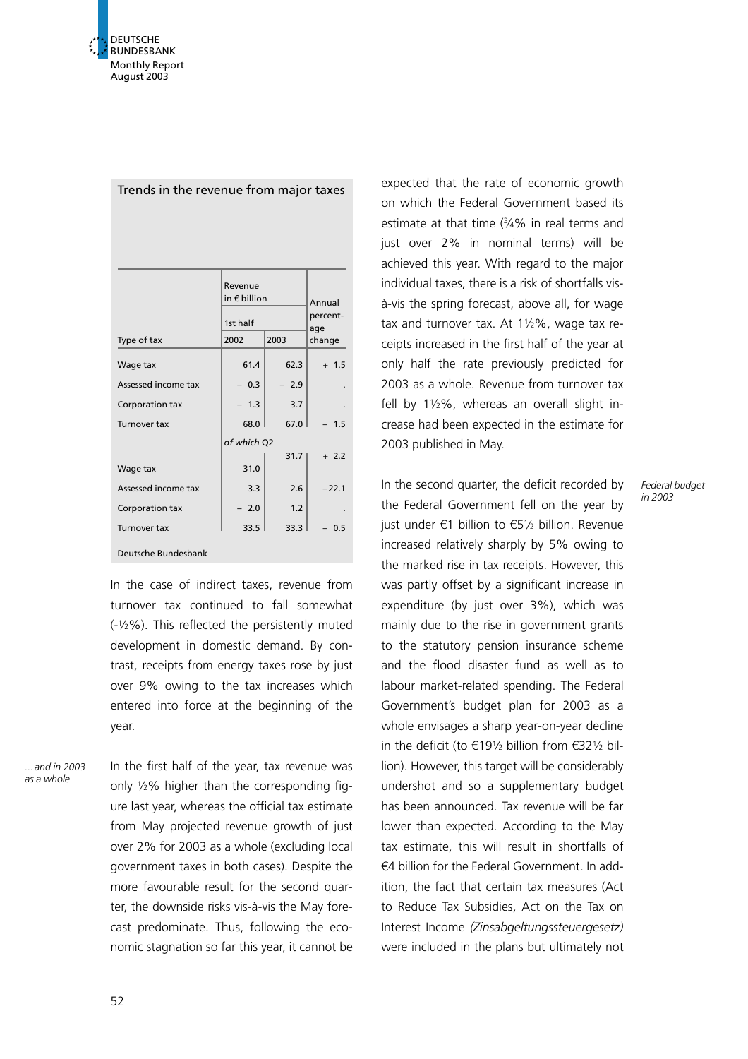**Trends in the revenue from major taxes**

| Type of tax | Revenue in € billion | | Annual percentage change |
|---|---|---|---|
| | 1st half | | |
| | 2002 | 2003 | |
| Wage tax | 61.4 | 62.3 | + 1.5 |
| Assessed income tax | − 0.3 | − 2.9 | . |
| Corporation tax | − 1.3 | 3.7 | . |
| Turnover tax | 68.0 | 67.0 | − 1.5 |
| | *of which* Q2 | | |
| Wage tax | 31.0 | 31.7 | + 2.2 |
| Assessed income tax | 3.3 | 2.6 | −22.1 |
| Corporation tax | − 2.0 | 1.2 | . |
| Turnover tax | 33.5 | 33.3 | − 0.5 |

Deutsche Bundesbank

In the case of indirect taxes, revenue from turnover tax continued to fall somewhat (-½%). This reflected the persistently muted development in domestic demand. By contrast, receipts from energy taxes rose by just over 9% owing to the tax increases which entered into force at the beginning of the year.

*... and in 2003 as a whole*

In the first half of the year, tax revenue was only ½% higher than the corresponding figure last year, whereas the official tax estimate from May projected revenue growth of just over 2% for 2003 as a whole (excluding local government taxes in both cases). Despite the more favourable result for the second quarter, the downside risks vis-à-vis the May forecast predominate. Thus, following the economic stagnation so far this year, it cannot be expected that the rate of economic growth on which the Federal Government based its estimate at that time (¾% in real terms and just over 2% in nominal terms) will be achieved this year. With regard to the major individual taxes, there is a risk of shortfalls vis-à-vis the spring forecast, above all, for wage tax and turnover tax. At 1½%, wage tax receipts increased in the first half of the year at only half the rate previously predicted for 2003 as a whole. Revenue from turnover tax fell by 1½%, whereas an overall slight increase had been expected in the estimate for 2003 published in May.

*Federal budget in 2003*

In the second quarter, the deficit recorded by the Federal Government fell on the year by just under €1 billion to €5½ billion. Revenue increased relatively sharply by 5% owing to the marked rise in tax receipts. However, this was partly offset by a significant increase in expenditure (by just over 3%), which was mainly due to the rise in government grants to the statutory pension insurance scheme and the flood disaster fund as well as to labour market-related spending. The Federal Government's budget plan for 2003 as a whole envisages a sharp year-on-year decline in the deficit (to €19½ billion from €32½ billion). However, this target will be considerably undershot and so a supplementary budget has been announced. Tax revenue will be far lower than expected. According to the May tax estimate, this will result in shortfalls of €4 billion for the Federal Government. In addition, the fact that certain tax measures (Act to Reduce Tax Subsidies, Act on the Tax on Interest Income *(Zinsabgeltungssteuergesetz)* were included in the plans but ultimately not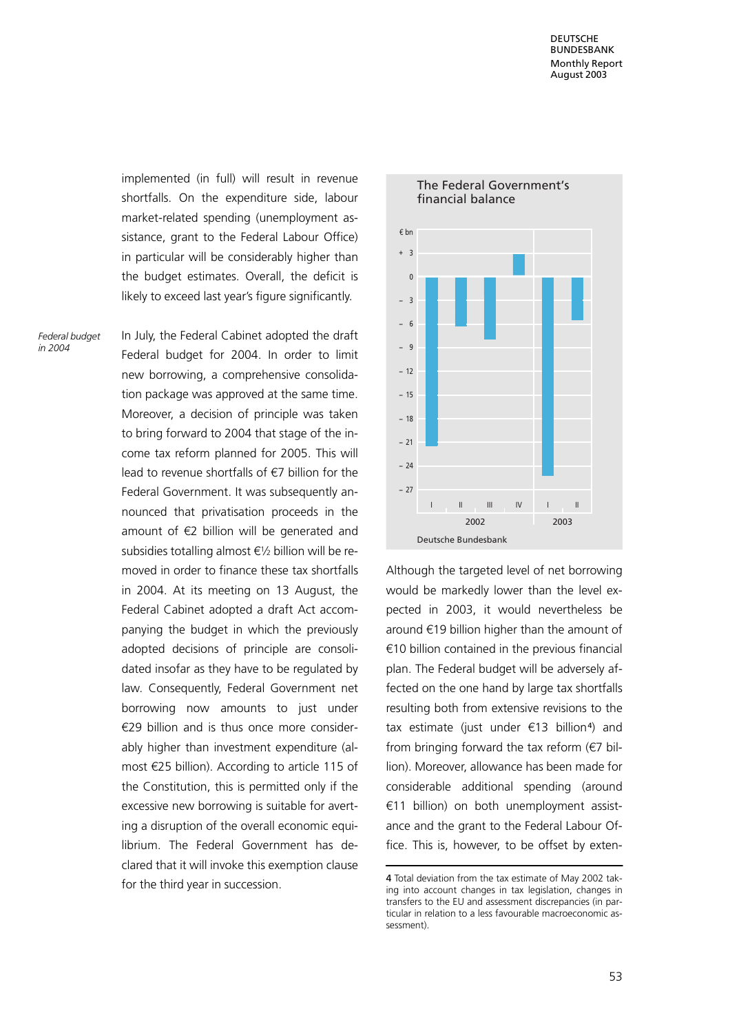implemented (in full) will result in revenue shortfalls. On the expenditure side, labour market-related spending (unemployment assistance, grant to the Federal Labour Office) in particular will be considerably higher than the budget estimates. Overall, the deficit is likely to exceed last year's figure significantly.

*Federal budget in 2004*

In July, the Federal Cabinet adopted the draft Federal budget for 2004. In order to limit new borrowing, a comprehensive consolidation package was approved at the same time. Moreover, a decision of principle was taken to bring forward to 2004 that stage of the income tax reform planned for 2005. This will lead to revenue shortfalls of €7 billion for the Federal Government. It was subsequently announced that privatisation proceeds in the amount of €2 billion will be generated and subsidies totalling almost €½ billion will be removed in order to finance these tax shortfalls in 2004. At its meeting on 13 August, the Federal Cabinet adopted a draft Act accompanying the budget in which the previously adopted decisions of principle are consolidated insofar as they have to be regulated by law. Consequently, Federal Government net borrowing now amounts to just under €29 billion and is thus once more considerably higher than investment expenditure (almost €25 billion). According to article 115 of the Constitution, this is permitted only if the excessive new borrowing is suitable for averting a disruption of the overall economic equilibrium. The Federal Government has declared that it will invoke this exemption clause for the third year in succession.

The Federal Government's financial balance

€ bn

Deutsche Bundesbank

Although the targeted level of net borrowing would be markedly lower than the level expected in 2003, it would nevertheless be around €19 billion higher than the amount of €10 billion contained in the previous financial plan. The Federal budget will be adversely affected on the one hand by large tax shortfalls resulting both from extensive revisions to the tax estimate (just under €13 billion[4]) and from bringing forward the tax reform (€7 billion). Moreover, allowance has been made for considerable additional spending (around €11 billion) on both unemployment assistance and the grant to the Federal Labour Office. This is, however, to be offset by exten-

4 Total deviation from the tax estimate of May 2002 taking into account changes in tax legislation, changes in transfers to the EU and assessment discrepancies (in particular in relation to a less favourable macroeconomic assessment).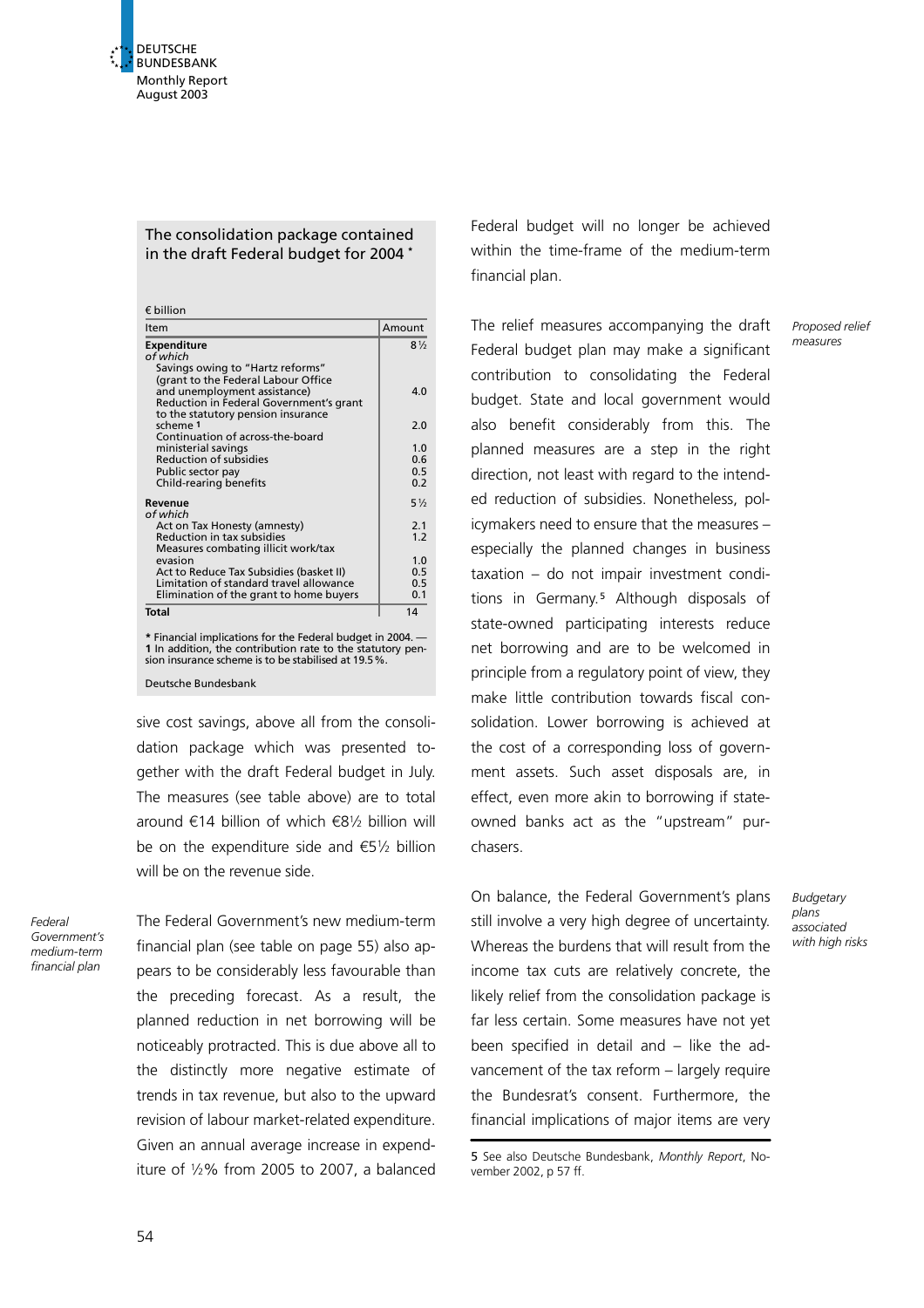### The consolidation package contained in the draft Federal budget for 2004 *

€ billion

| Item | Amount |
| --- | --- |
| **Expenditure** | 8½ |
| *of which* | |
| Savings owing to "Hartz reforms" (grant to the Federal Labour Office and unemployment assistance) | 4.0 |
| Reduction in Federal Government's grant to the statutory pension insurance scheme 1 | 2.0 |
| Continuation of across-the-board ministerial savings | 1.0 |
| Reduction of subsidies | 0.6 |
| Public sector pay | 0.5 |
| Child-rearing benefits | 0.2 |
| **Revenue** | 5½ |
| *of which* | |
| Act on Tax Honesty (amnesty) | 2.1 |
| Reduction in tax subsidies | 1.2 |
| Measures combating illicit work/tax evasion | 1.0 |
| Act to Reduce Tax Subsidies (basket II) | 0.5 |
| Limitation of standard travel allowance | 0.5 |
| Elimination of the grant to home buyers | 0.1 |
| **Total** | 14 |

\* Financial implications for the Federal budget in 2004. — **1** In addition, the contribution rate to the statutory pension insurance scheme is to be stabilised at 19.5 %.

Deutsche Bundesbank

sive cost savings, above all from the consolidation package which was presented together with the draft Federal budget in July. The measures (see table above) are to total around €14 billion of which €8½ billion will be on the expenditure side and €5½ billion will be on the revenue side.

*Federal Government's medium-term financial plan*

The Federal Government's new medium-term financial plan (see table on page 55) also appears to be considerably less favourable than the preceding forecast. As a result, the planned reduction in net borrowing will be noticeably protracted. This is due above all to the distinctly more negative estimate of trends in tax revenue, but also to the upward revision of labour market-related expenditure. Given an annual average increase in expenditure of ½% from 2005 to 2007, a balanced Federal budget will no longer be achieved within the time-frame of the medium-term financial plan.

*Proposed relief measures*

The relief measures accompanying the draft Federal budget plan may make a significant contribution to consolidating the Federal budget. State and local government would also benefit considerably from this. The planned measures are a step in the right direction, not least with regard to the intended reduction of subsidies. Nonetheless, policymakers need to ensure that the measures – especially the planned changes in business taxation – do not impair investment conditions in Germany.[5] Although disposals of state-owned participating interests reduce net borrowing and are to be welcomed in principle from a regulatory point of view, they make little contribution towards fiscal consolidation. Lower borrowing is achieved at the cost of a corresponding loss of government assets. Such asset disposals are, in effect, even more akin to borrowing if state-owned banks act as the "upstream" purchasers.

*Budgetary plans associated with high risks*

On balance, the Federal Government's plans still involve a very high degree of uncertainty. Whereas the burdens that will result from the income tax cuts are relatively concrete, the likely relief from the consolidation package is far less certain. Some measures have not yet been specified in detail and – like the advancement of the tax reform – largely require the Bundesrat's consent. Furthermore, the financial implications of major items are very

5 See also Deutsche Bundesbank, *Monthly Report*, November 2002, p 57 ff.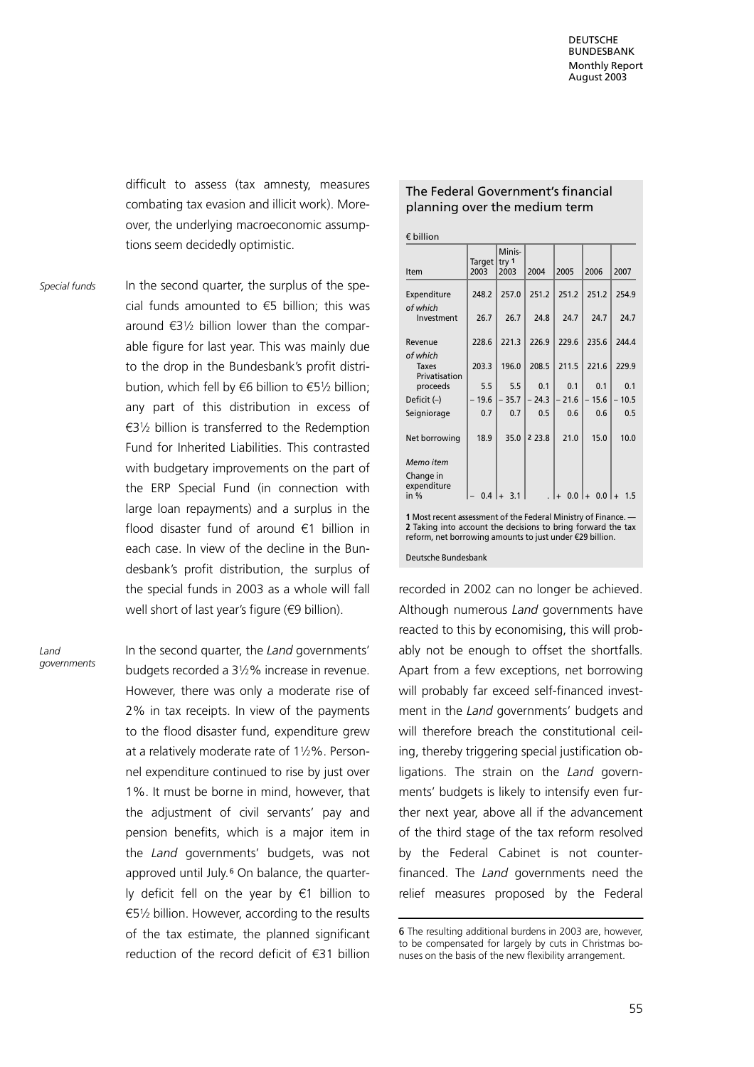difficult to assess (tax amnesty, measures combating tax evasion and illicit work). Moreover, the underlying macroeconomic assumptions seem decidedly optimistic.

*Special funds*

In the second quarter, the surplus of the special funds amounted to €5 billion; this was around €3½ billion lower than the comparable figure for last year. This was mainly due to the drop in the Bundesbank's profit distribution, which fell by €6 billion to €5½ billion; any part of this distribution in excess of €3½ billion is transferred to the Redemption Fund for Inherited Liabilities. This contrasted with budgetary improvements on the part of the ERP Special Fund (in connection with large loan repayments) and a surplus in the flood disaster fund of around €1 billion in each case. In view of the decline in the Bundesbank's profit distribution, the surplus of the special funds in 2003 as a whole will fall well short of last year's figure (€9 billion).

*Land governments*

In the second quarter, the *Land* governments' budgets recorded a 3½% increase in revenue. However, there was only a moderate rise of 2% in tax receipts. In view of the payments to the flood disaster fund, expenditure grew at a relatively moderate rate of 1½%. Personnel expenditure continued to rise by just over 1%. It must be borne in mind, however, that the adjustment of civil servants' pay and pension benefits, which is a major item in the *Land* governments' budgets, was not approved until July.[6] On balance, the quarterly deficit fell on the year by €1 billion to €5½ billion. However, according to the results of the tax estimate, the planned significant reduction of the record deficit of €31 billion recorded in 2002 can no longer be achieved. Although numerous *Land* governments have reacted to this by economising, this will probably not be enough to offset the shortfalls. Apart from a few exceptions, net borrowing will probably far exceed self-financed investment in the *Land* governments' budgets and will therefore breach the constitutional ceiling, thereby triggering special justification obligations. The strain on the *Land* governments' budgets is likely to intensify even further next year, above all if the advancement of the third stage of the tax reform resolved by the Federal Cabinet is not counterfinanced. The *Land* governments need the relief measures proposed by the Federal

## The Federal Government's financial planning over the medium term

€ billion

| Item | Target 2003 | Ministry [1] 2003 | 2004 | 2005 | 2006 | 2007 |
|---|---|---|---|---|---|---|
| Expenditure | 248.2 | 257.0 | 251.2 | 251.2 | 251.2 | 254.9 |
| *of which* Investment | 26.7 | 26.7 | 24.8 | 24.7 | 24.7 | 24.7 |
| Revenue | 228.6 | 221.3 | 226.9 | 229.6 | 235.6 | 244.4 |
| *of which* Taxes | 203.3 | 196.0 | 208.5 | 211.5 | 221.6 | 229.9 |
| Privatisation proceeds | 5.5 | 5.5 | 0.1 | 0.1 | 0.1 | 0.1 |
| Deficit (–) | – 19.6 | – 35.7 | – 24.3 | – 21.6 | – 15.6 | – 10.5 |
| Seigniorage | 0.7 | 0.7 | 0.5 | 0.6 | 0.6 | 0.5 |
| Net borrowing | 18.9 | 35.0 | [2] 23.8 | 21.0 | 15.0 | 10.0 |
| *Memo item* | | | | | | |
| Change in expenditure in % | – 0.4 | + 3.1 | . | + 0.0 | + 0.0 | + 1.5 |

1 Most recent assessment of the Federal Ministry of Finance. — 2 Taking into account the decisions to bring forward the tax reform, net borrowing amounts to just under €29 billion.

Deutsche Bundesbank

6 The resulting additional burdens in 2003 are, however, to be compensated for largely by cuts in Christmas bonuses on the basis of the new flexibility arrangement.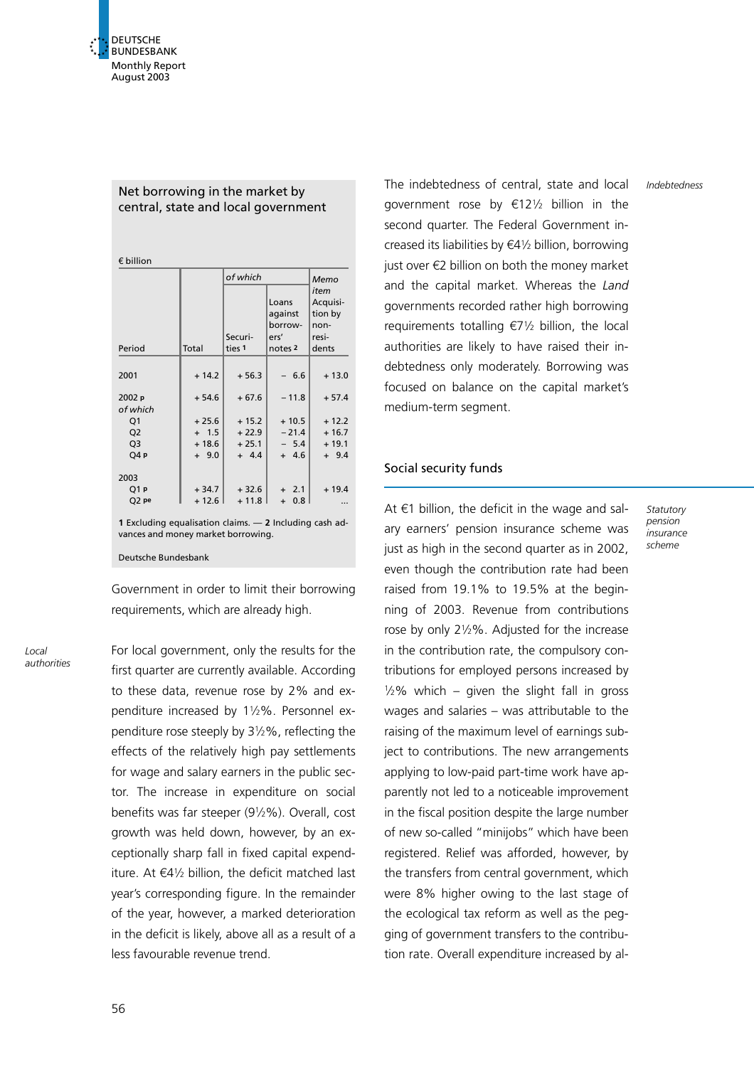### Net borrowing in the market by central, state and local government

€ billion

| Period | Total | of which: Securities [1] | of which: Loans against borrowers' notes [2] | Memo item: Acquisition by non-residents |
| --- | --- | --- | --- | --- |
| 2001 | + 14.2 | + 56.3 | − 6.6 | + 13.0 |
| 2002 p | + 54.6 | + 67.6 | − 11.8 | + 57.4 |
| *of which* | | | | |
| Q1 | + 25.6 | + 15.2 | + 10.5 | + 12.2 |
| Q2 | + 1.5 | + 22.9 | − 21.4 | + 16.7 |
| Q3 | + 18.6 | + 25.1 | − 5.4 | + 19.1 |
| Q4 p | + 9.0 | + 4.4 | + 4.6 | + 9.4 |
| 2003 | | | | |
| Q1 p | + 34.7 | + 32.6 | + 2.1 | + 19.4 |
| Q2 pe | + 12.6 | + 11.8 | + 0.8 | ... |

1 Excluding equalisation claims. — 2 Including cash advances and money market borrowing.

Deutsche Bundesbank

Government in order to limit their borrowing requirements, which are already high.

*Local authorities*

For local government, only the results for the first quarter are currently available. According to these data, revenue rose by 2% and expenditure increased by 1½%. Personnel expenditure rose steeply by 3½%, reflecting the effects of the relatively high pay settlements for wage and salary earners in the public sector. The increase in expenditure on social benefits was far steeper (9½%). Overall, cost growth was held down, however, by an exceptionally sharp fall in fixed capital expenditure. At €4½ billion, the deficit matched last year's corresponding figure. In the remainder of the year, however, a marked deterioration in the deficit is likely, above all as a result of a less favourable revenue trend.

*Indebtedness*

The indebtedness of central, state and local government rose by €12½ billion in the second quarter. The Federal Government increased its liabilities by €4½ billion, borrowing just over €2 billion on both the money market and the capital market. Whereas the *Land* governments recorded rather high borrowing requirements totalling €7½ billion, the local authorities are likely to have raised their indebtedness only moderately. Borrowing was focused on balance on the capital market's medium-term segment.

## Social security funds

*Statutory pension insurance scheme*

At €1 billion, the deficit in the wage and salary earners' pension insurance scheme was just as high in the second quarter as in 2002, even though the contribution rate had been raised from 19.1% to 19.5% at the beginning of 2003. Revenue from contributions rose by only 2½%. Adjusted for the increase in the contribution rate, the compulsory contributions for employed persons increased by ½% which – given the slight fall in gross wages and salaries – was attributable to the raising of the maximum level of earnings subject to contributions. The new arrangements applying to low-paid part-time work have apparently not led to a noticeable improvement in the fiscal position despite the large number of new so-called "minijobs" which have been registered. Relief was afforded, however, by the transfers from central government, which were 8% higher owing to the last stage of the ecological tax reform as well as the pegging of government transfers to the contribution rate. Overall expenditure increased by al-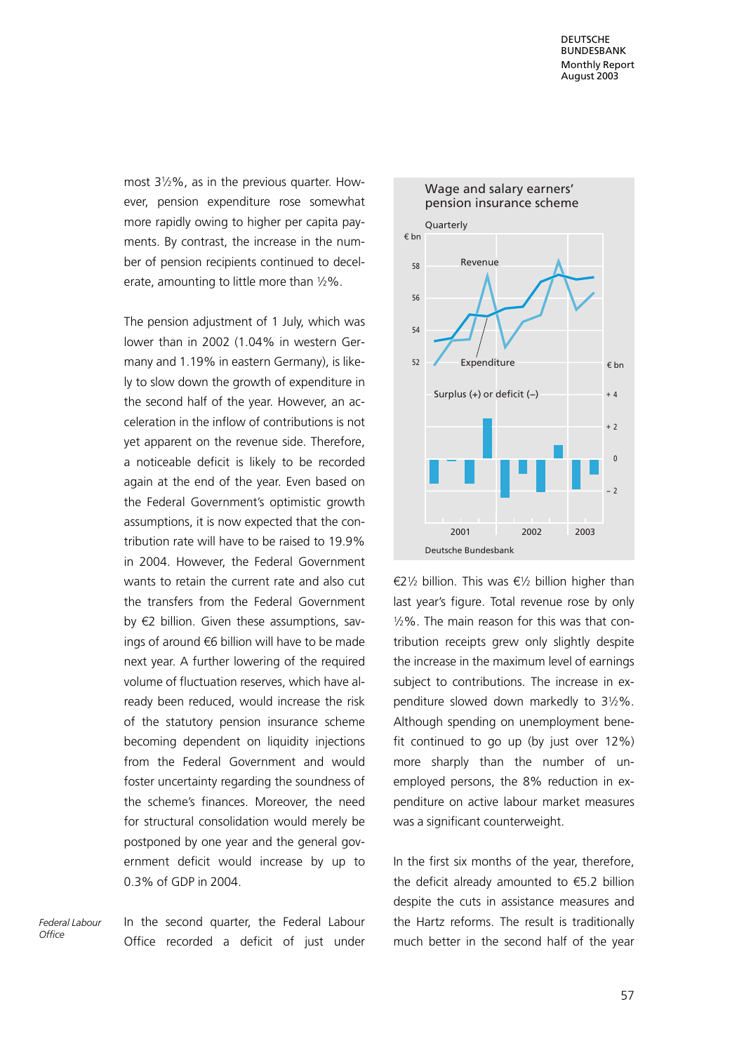most 3½%, as in the previous quarter. However, pension expenditure rose somewhat more rapidly owing to higher per capita payments. By contrast, the increase in the number of pension recipients continued to decelerate, amounting to little more than ½%.

The pension adjustment of 1 July, which was lower than in 2002 (1.04% in western Germany and 1.19% in eastern Germany), is likely to slow down the growth of expenditure in the second half of the year. However, an acceleration in the inflow of contributions is not yet apparent on the revenue side. Therefore, a noticeable deficit is likely to be recorded again at the end of the year. Even based on the Federal Government's optimistic growth assumptions, it is now expected that the contribution rate will have to be raised to 19.9% in 2004. However, the Federal Government wants to retain the current rate and also cut the transfers from the Federal Government by €2 billion. Given these assumptions, savings of around €6 billion will have to be made next year. A further lowering of the required volume of fluctuation reserves, which have already been reduced, would increase the risk of the statutory pension insurance scheme becoming dependent on liquidity injections from the Federal Government and would foster uncertainty regarding the soundness of the scheme's finances. Moreover, the need for structural consolidation would merely be postponed by one year and the general government deficit would increase by up to 0.3% of GDP in 2004.

*Federal Labour Office*

In the second quarter, the Federal Labour Office recorded a deficit of just under €2½ billion. This was €½ billion higher than last year's figure. Total revenue rose by only ½%. The main reason for this was that contribution receipts grew only slightly despite the increase in the maximum level of earnings subject to contributions. The increase in expenditure slowed down markedly to 3½%. Although spending on unemployment benefit continued to go up (by just over 12%) more sharply than the number of unemployed persons, the 8% reduction in expenditure on active labour market measures was a significant counterweight.

In the first six months of the year, therefore, the deficit already amounted to €5.2 billion despite the cuts in assistance measures and the Hartz reforms. The result is traditionally much better in the second half of the year

Wage and salary earners' pension insurance scheme

Quarterly

Deutsche Bundesbank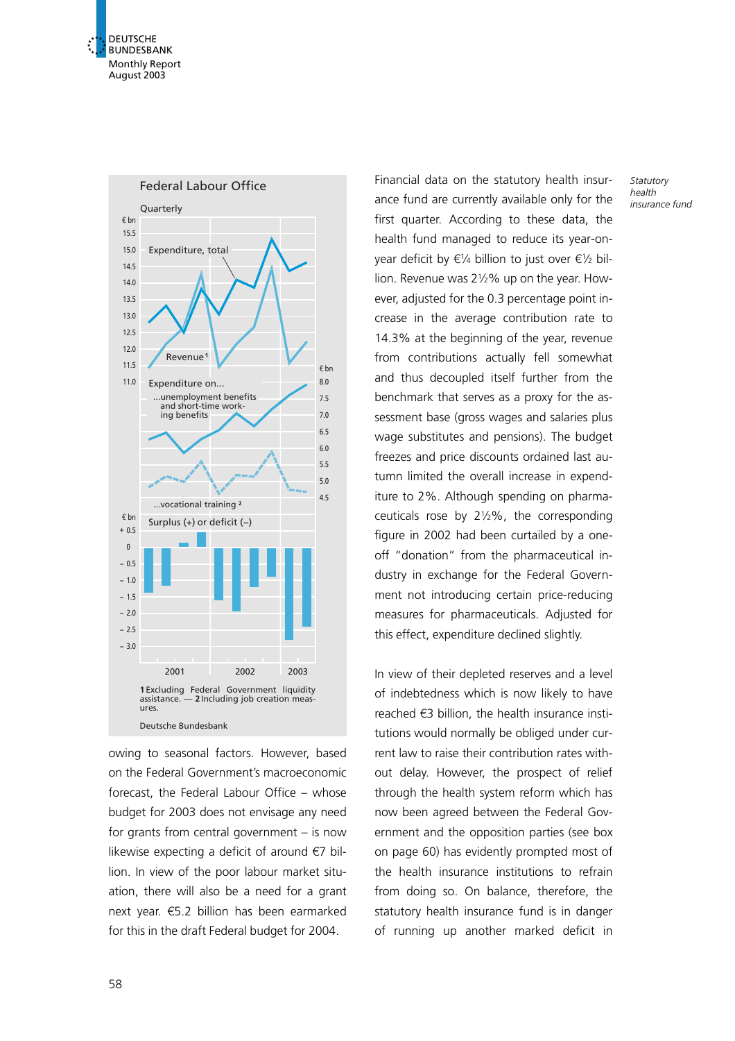**Federal Labour Office**

Quarterly

Expenditure, total

Revenue[1]

Expenditure on...

...unemployment benefits and short-time working benefits

...vocational training[2]

Surplus (+) or deficit (–)

1 Excluding Federal Government liquidity assistance. — 2 Including job creation measures.

Deutsche Bundesbank

owing to seasonal factors. However, based on the Federal Government's macroeconomic forecast, the Federal Labour Office – whose budget for 2003 does not envisage any need for grants from central government – is now likewise expecting a deficit of around €7 billion. In view of the poor labour market situation, there will also be a need for a grant next year. €5.2 billion has been earmarked for this in the draft Federal budget for 2004.

*Statutory health insurance fund*

Financial data on the statutory health insurance fund are currently available only for the first quarter. According to these data, the health fund managed to reduce its year-on-year deficit by €¼ billion to just over €½ billion. Revenue was 2½% up on the year. However, adjusted for the 0.3 percentage point increase in the average contribution rate to 14.3% at the beginning of the year, revenue from contributions actually fell somewhat and thus decoupled itself further from the benchmark that serves as a proxy for the assessment base (gross wages and salaries plus wage substitutes and pensions). The budget freezes and price discounts ordained last autumn limited the overall increase in expenditure to 2%. Although spending on pharmaceuticals rose by 2½%, the corresponding figure in 2002 had been curtailed by a one-off "donation" from the pharmaceutical industry in exchange for the Federal Government not introducing certain price-reducing measures for pharmaceuticals. Adjusted for this effect, expenditure declined slightly.

In view of their depleted reserves and a level of indebtedness which is now likely to have reached €3 billion, the health insurance institutions would normally be obliged under current law to raise their contribution rates without delay. However, the prospect of relief through the health system reform which has now been agreed between the Federal Government and the opposition parties (see box on page 60) has evidently prompted most of the health insurance institutions to refrain from doing so. On balance, therefore, the statutory health insurance fund is in danger of running up another marked deficit in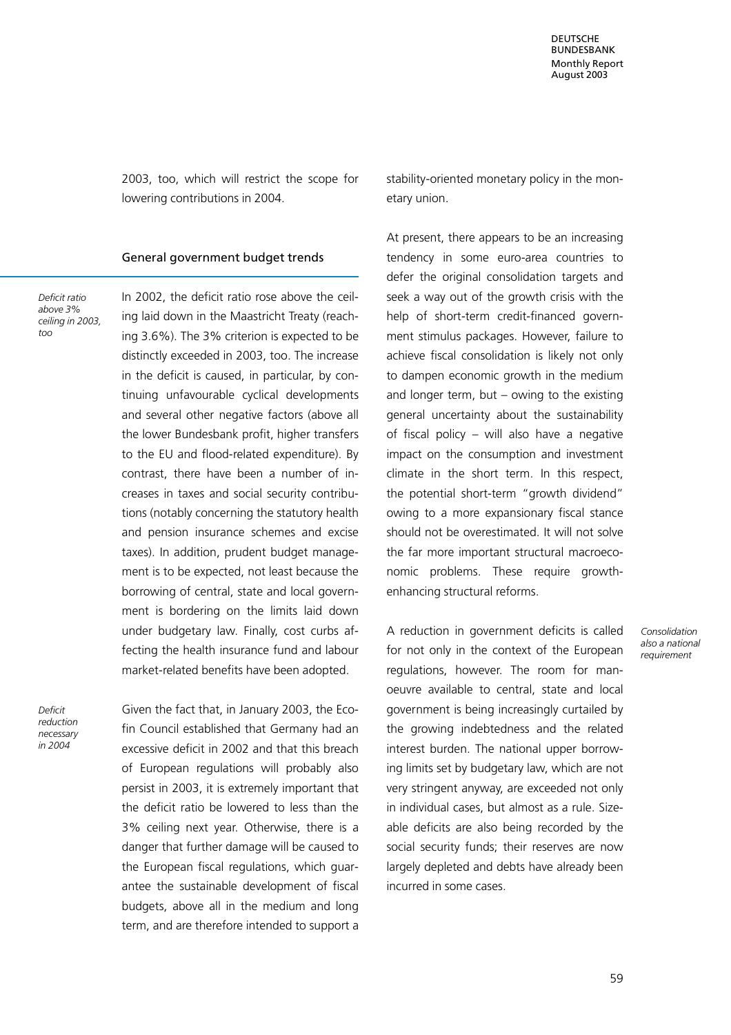2003, too, which will restrict the scope for lowering contributions in 2004.

## General government budget trends

*Deficit ratio above 3% ceiling in 2003, too*

In 2002, the deficit ratio rose above the ceiling laid down in the Maastricht Treaty (reaching 3.6%). The 3% criterion is expected to be distinctly exceeded in 2003, too. The increase in the deficit is caused, in particular, by continuing unfavourable cyclical developments and several other negative factors (above all the lower Bundesbank profit, higher transfers to the EU and flood-related expenditure). By contrast, there have been a number of increases in taxes and social security contributions (notably concerning the statutory health and pension insurance schemes and excise taxes). In addition, prudent budget management is to be expected, not least because the borrowing of central, state and local government is bordering on the limits laid down under budgetary law. Finally, cost curbs affecting the health insurance fund and labour market-related benefits have been adopted.

*Deficit reduction necessary in 2004*

Given the fact that, in January 2003, the Ecofin Council established that Germany had an excessive deficit in 2002 and that this breach of European regulations will probably also persist in 2003, it is extremely important that the deficit ratio be lowered to less than the 3% ceiling next year. Otherwise, there is a danger that further damage will be caused to the European fiscal regulations, which guarantee the sustainable development of fiscal budgets, above all in the medium and long term, and are therefore intended to support a stability-oriented monetary policy in the monetary union.

At present, there appears to be an increasing tendency in some euro-area countries to defer the original consolidation targets and seek a way out of the growth crisis with the help of short-term credit-financed government stimulus packages. However, failure to achieve fiscal consolidation is likely not only to dampen economic growth in the medium and longer term, but – owing to the existing general uncertainty about the sustainability of fiscal policy – will also have a negative impact on the consumption and investment climate in the short term. In this respect, the potential short-term "growth dividend" owing to a more expansionary fiscal stance should not be overestimated. It will not solve the far more important structural macroeconomic problems. These require growth-enhancing structural reforms.

*Consolidation also a national requirement*

A reduction in government deficits is called for not only in the context of the European regulations, however. The room for manoeuvre available to central, state and local government is being increasingly curtailed by the growing indebtedness and the related interest burden. The national upper borrowing limits set by budgetary law, which are not very stringent anyway, are exceeded not only in individual cases, but almost as a rule. Sizeable deficits are also being recorded by the social security funds; their reserves are now largely depleted and debts have already been incurred in some cases.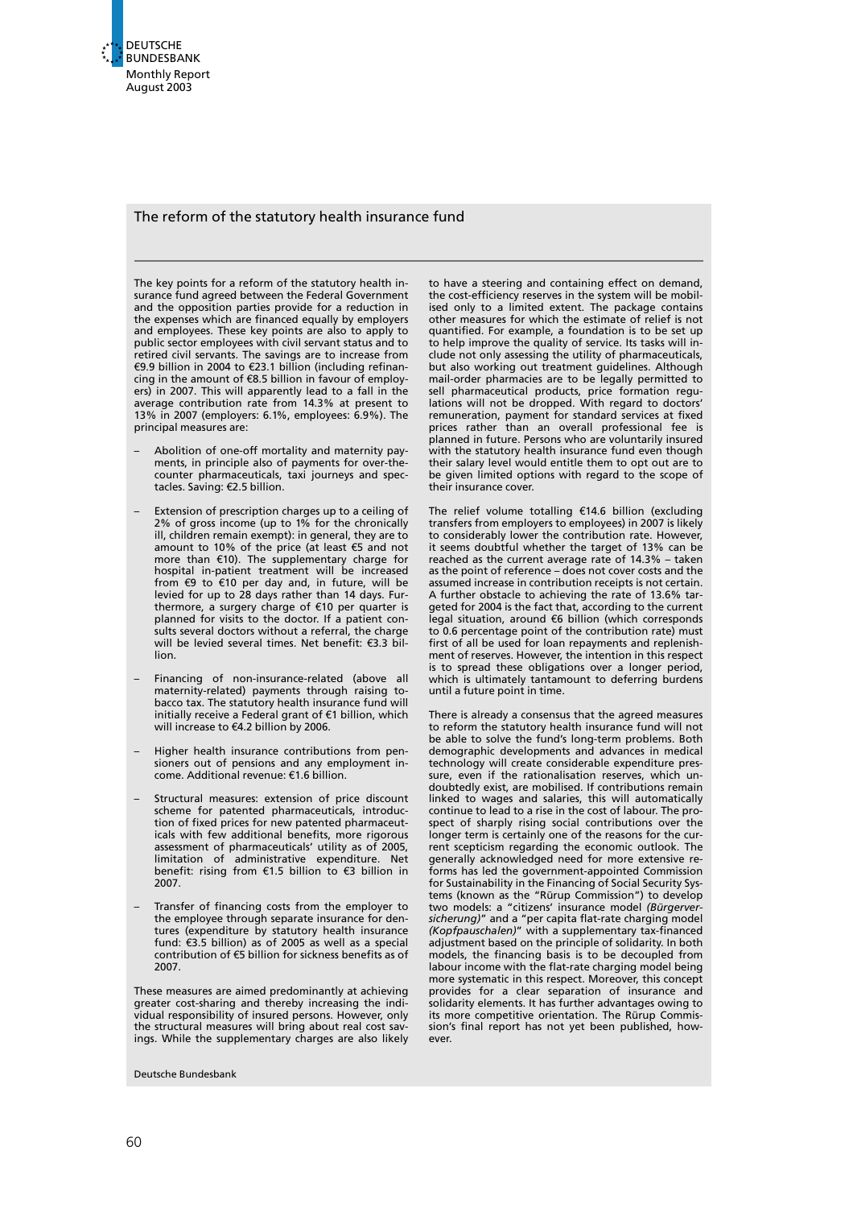## The reform of the statutory health insurance fund

The key points for a reform of the statutory health insurance fund agreed between the Federal Government and the opposition parties provide for a reduction in the expenses which are financed equally by employers and employees. These key points are also to apply to public sector employees with civil servant status and to retired civil servants. The savings are to increase from €9.9 billion in 2004 to €23.1 billion (including refinancing in the amount of €8.5 billion in favour of employers) in 2007. This will apparently lead to a fall in the average contribution rate from 14.3% at present to 13% in 2007 (employers: 6.1%, employees: 6.9%). The principal measures are:

- Abolition of one-off mortality and maternity payments, in principle also of payments for over-the-counter pharmaceuticals, taxi journeys and spectacles. Saving: €2.5 billion.
- Extension of prescription charges up to a ceiling of 2% of gross income (up to 1% for the chronically ill, children remain exempt): in general, they are to amount to 10% of the price (at least €5 and not more than €10). The supplementary charge for hospital in-patient treatment will be increased from €9 to €10 per day and, in future, will be levied for up to 28 days rather than 14 days. Furthermore, a surgery charge of €10 per quarter is planned for visits to the doctor. If a patient consults several doctors without a referral, the charge will be levied several times. Net benefit: €3.3 billion.
- Financing of non-insurance-related (above all maternity-related) payments through raising tobacco tax. The statutory health insurance fund will initially receive a Federal grant of €1 billion, which will increase to €4.2 billion by 2006.
- Higher health insurance contributions from pensioners out of pensions and any employment income. Additional revenue: €1.6 billion.
- Structural measures: extension of price discount scheme for patented pharmaceuticals, introduction of fixed prices for new patented pharmaceuticals with few additional benefits, more rigorous assessment of pharmaceuticals' utility as of 2005, limitation of administrative expenditure. Net benefit: rising from €1.5 billion to €3 billion in 2007.
- Transfer of financing costs from the employer to the employee through separate insurance for dentures (expenditure by statutory health insurance fund: €3.5 billion) as of 2005 as well as a special contribution of €5 billion for sickness benefits as of 2007.

These measures are aimed predominantly at achieving greater cost-sharing and thereby increasing the individual responsibility of insured persons. However, only the structural measures will bring about real cost savings. While the supplementary charges are also likely to have a steering and containing effect on demand, the cost-efficiency reserves in the system will be mobilised only to a limited extent. The package contains other measures for which the estimate of relief is not quantified. For example, a foundation is to be set up to help improve the quality of service. Its tasks will include not only assessing the utility of pharmaceuticals, but also working out treatment guidelines. Although mail-order pharmacies are to be legally permitted to sell pharmaceutical products, price formation regulations will not be dropped. With regard to doctors' remuneration, payment for standard services at fixed prices rather than an overall professional fee is planned in future. Persons who are voluntarily insured with the statutory health insurance fund even though their salary level would entitle them to opt out are to be given limited options with regard to the scope of their insurance cover.

The relief volume totalling €14.6 billion (excluding transfers from employers to employees) in 2007 is likely to considerably lower the contribution rate. However, it seems doubtful whether the target of 13% can be reached as the current average rate of 14.3% – taken as the point of reference – does not cover costs and the assumed increase in contribution receipts is not certain. A further obstacle to achieving the rate of 13.6% targeted for 2004 is the fact that, according to the current legal situation, around €6 billion (which corresponds to 0.6 percentage point of the contribution rate) must first of all be used for loan repayments and replenishment of reserves. However, the intention in this respect is to spread these obligations over a longer period, which is ultimately tantamount to deferring burdens until a future point in time.

There is already a consensus that the agreed measures to reform the statutory health insurance fund will not be able to solve the fund's long-term problems. Both demographic developments and advances in medical technology will create considerable expenditure pressure, even if the rationalisation reserves, which undoubtedly exist, are mobilised. If contributions remain linked to wages and salaries, this will automatically continue to lead to a rise in the cost of labour. The prospect of sharply rising social contributions over the longer term is certainly one of the reasons for the current scepticism regarding the economic outlook. The generally acknowledged need for more extensive reforms has led the government-appointed Commission for Sustainability in the Financing of Social Security Systems (known as the "Rürup Commission") to develop two models: a "citizens' insurance model *(Bürgerversicherung)*" and a "per capita flat-rate charging model *(Kopfpauschalen)*" with a supplementary tax-financed adjustment based on the principle of solidarity. In both models, the financing basis is to be decoupled from labour income with the flat-rate charging model being more systematic in this respect. Moreover, this concept provides for a clear separation of insurance and solidarity elements. It has further advantages owing to its more competitive orientation. The Rürup Commission's final report has not yet been published, however.

Deutsche Bundesbank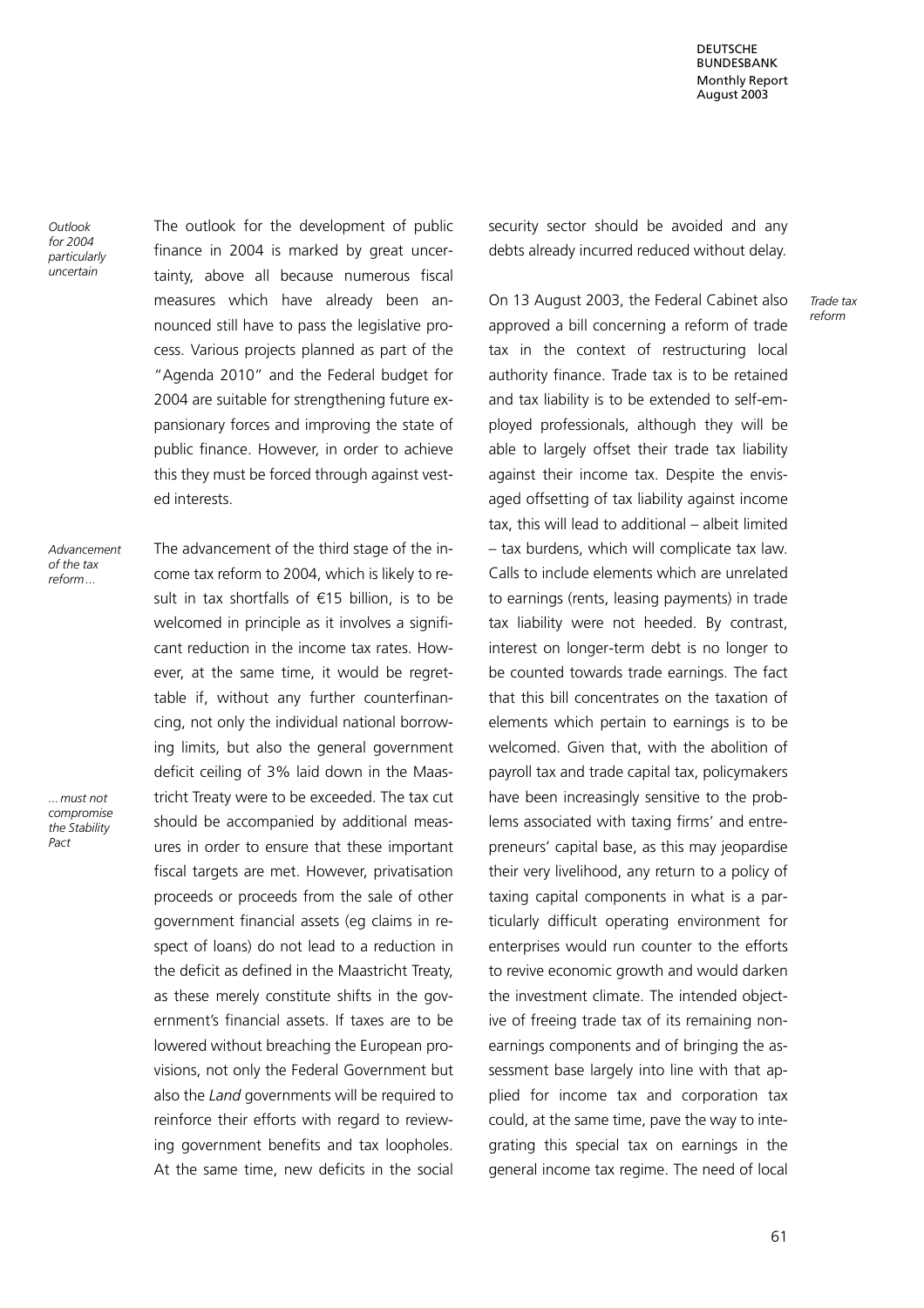*Outlook for 2004 particularly uncertain*

The outlook for the development of public finance in 2004 is marked by great uncertainty, above all because numerous fiscal measures which have already been announced still have to pass the legislative process. Various projects planned as part of the "Agenda 2010" and the Federal budget for 2004 are suitable for strengthening future expansionary forces and improving the state of public finance. However, in order to achieve this they must be forced through against vested interests.

*Advancement of the tax reform...*

*...must not compromise the Stability Pact*

The advancement of the third stage of the income tax reform to 2004, which is likely to result in tax shortfalls of €15 billion, is to be welcomed in principle as it involves a significant reduction in the income tax rates. However, at the same time, it would be regrettable if, without any further counterfinancing, not only the individual national borrowing limits, but also the general government deficit ceiling of 3% laid down in the Maastricht Treaty were to be exceeded. The tax cut should be accompanied by additional measures in order to ensure that these important fiscal targets are met. However, privatisation proceeds or proceeds from the sale of other government financial assets (eg claims in respect of loans) do not lead to a reduction in the deficit as defined in the Maastricht Treaty, as these merely constitute shifts in the government's financial assets. If taxes are to be lowered without breaching the European provisions, not only the Federal Government but also the *Land* governments will be required to reinforce their efforts with regard to reviewing government benefits and tax loopholes. At the same time, new deficits in the social security sector should be avoided and any debts already incurred reduced without delay.

*Trade tax reform*

On 13 August 2003, the Federal Cabinet also approved a bill concerning a reform of trade tax in the context of restructuring local authority finance. Trade tax is to be retained and tax liability is to be extended to self-employed professionals, although they will be able to largely offset their trade tax liability against their income tax. Despite the envisaged offsetting of tax liability against income tax, this will lead to additional – albeit limited – tax burdens, which will complicate tax law. Calls to include elements which are unrelated to earnings (rents, leasing payments) in trade tax liability were not heeded. By contrast, interest on longer-term debt is no longer to be counted towards trade earnings. The fact that this bill concentrates on the taxation of elements which pertain to earnings is to be welcomed. Given that, with the abolition of payroll tax and trade capital tax, policymakers have been increasingly sensitive to the problems associated with taxing firms' and entrepreneurs' capital base, as this may jeopardise their very livelihood, any return to a policy of taxing capital components in what is a particularly difficult operating environment for enterprises would run counter to the efforts to revive economic growth and would darken the investment climate. The intended objective of freeing trade tax of its remaining non-earnings components and of bringing the assessment base largely into line with that applied for income tax and corporation tax could, at the same time, pave the way to integrating this special tax on earnings in the general income tax regime. The need of local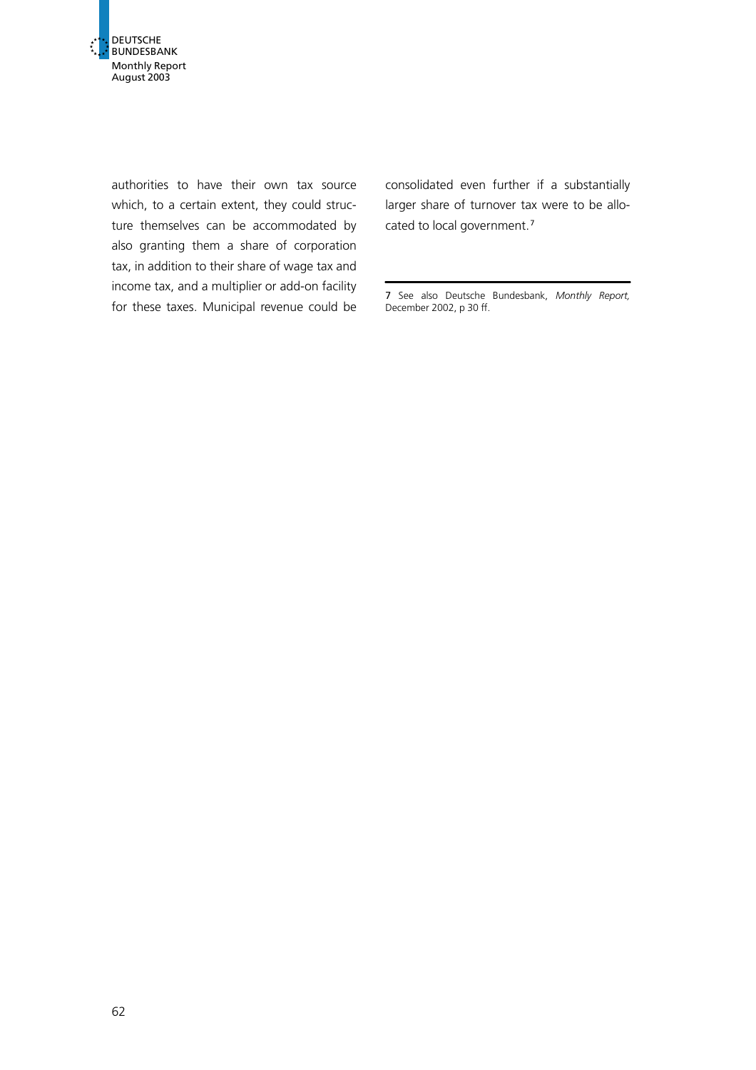authorities to have their own tax source which, to a certain extent, they could structure themselves can be accommodated by also granting them a share of corporation tax, in addition to their share of wage tax and income tax, and a multiplier or add-on facility for these taxes. Municipal revenue could be consolidated even further if a substantially larger share of turnover tax were to be allocated to local government.[7]

---

7 See also Deutsche Bundesbank, *Monthly Report,* December 2002, p 30 ff.